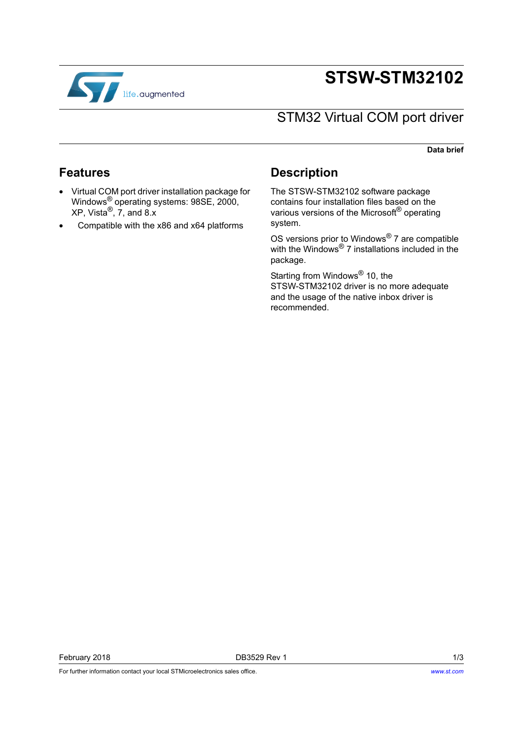# STSW-STM32102

## STM32 Virtual COM port driver

**Data brief**

## Features

- Virtual COM port driver installation package for Windows® operating systems: 98SE, 2000, XP, Vista®, 7, and 8.x
- Compatible with the x86 and x64 platforms

## Description

The STSW-STM32102 software package contains four installation files based on the various versions of the Microsoft® operating system.

OS versions prior to Windows® 7 are compatible with the Windows® 7 installations included in the package.

Starting from Windows® 10, the STSW-STM32102 driver is no more adequate and the usage of the native inbox driver is recommended.

February 2018 DB3529 Rev 1

For further information contact your local STMicroelectronics sales office. www.st.com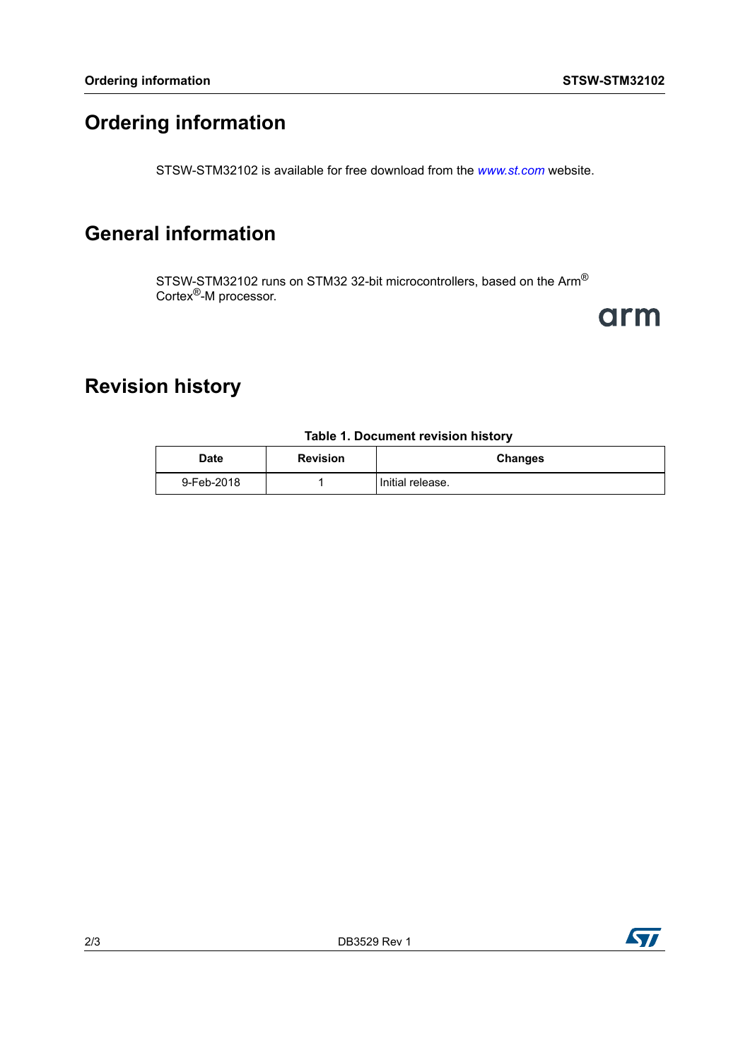# Ordering information

STSW-STM32102 is available for free download from the *www.st.com* website.

# General information

STSW-STM32102 runs on STM32 32-bit microcontrollers, based on the Arm® Cortex®-M processor.

# Revision history

**Table 1. Document revision history**

| Date | Revision | Changes |
| --- | --- | --- |
| 9-Feb-2018 | 1 | Initial release. |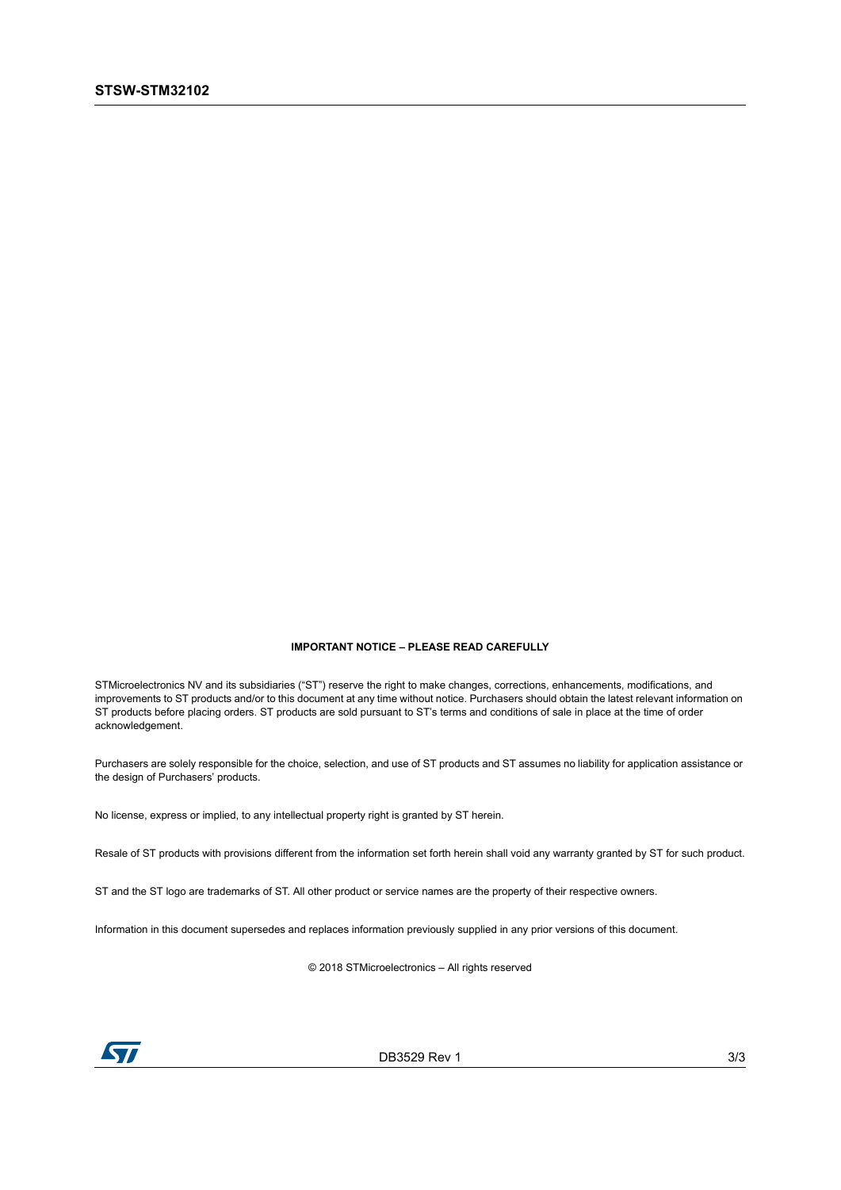**IMPORTANT NOTICE – PLEASE READ CAREFULLY**

STMicroelectronics NV and its subsidiaries ("ST") reserve the right to make changes, corrections, enhancements, modifications, and improvements to ST products and/or to this document at any time without notice. Purchasers should obtain the latest relevant information on ST products before placing orders. ST products are sold pursuant to ST's terms and conditions of sale in place at the time of order acknowledgement.

Purchasers are solely responsible for the choice, selection, and use of ST products and ST assumes no liability for application assistance or the design of Purchasers' products.

No license, express or implied, to any intellectual property right is granted by ST herein.

Resale of ST products with provisions different from the information set forth herein shall void any warranty granted by ST for such product.

ST and the ST logo are trademarks of ST. All other product or service names are the property of their respective owners.

Information in this document supersedes and replaces information previously supplied in any prior versions of this document.

© 2018 STMicroelectronics – All rights reserved